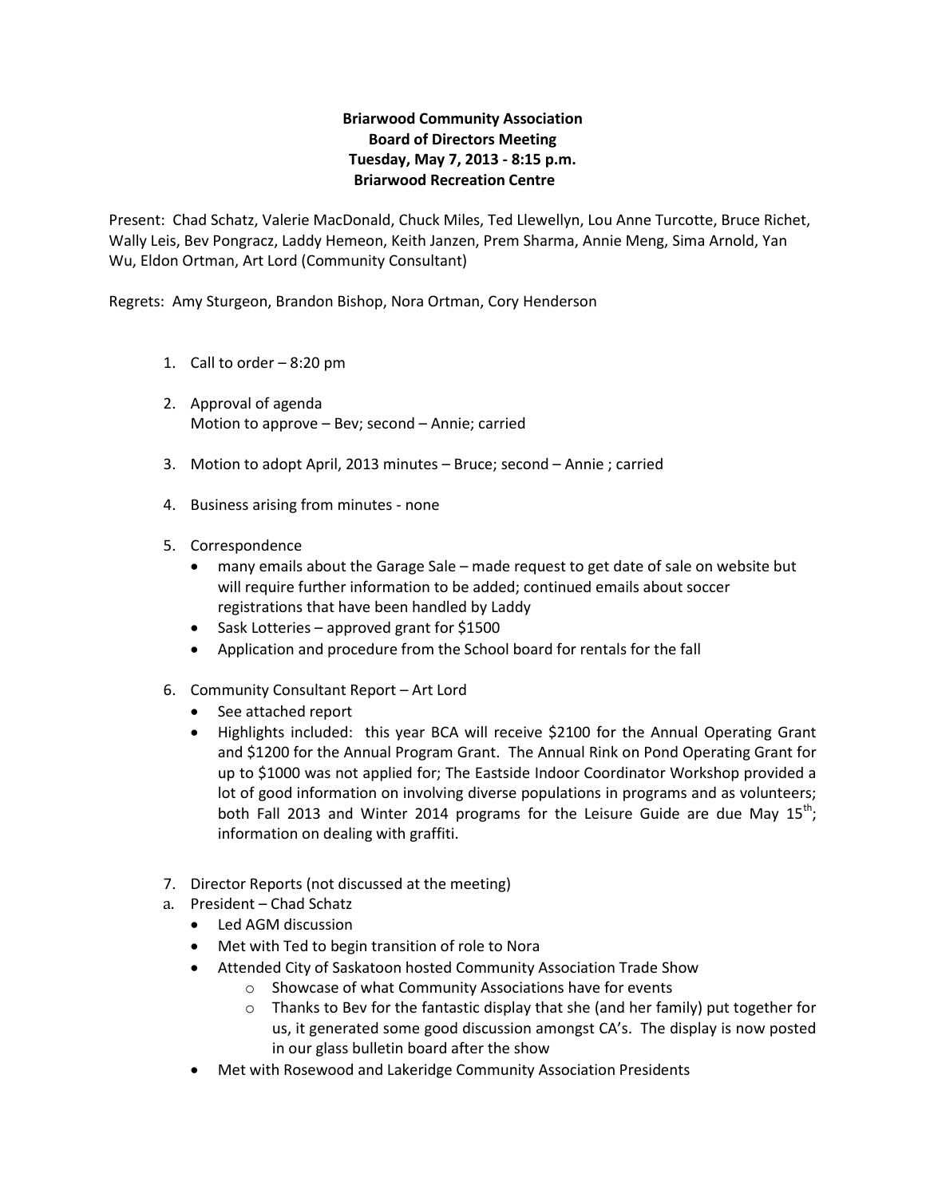**Briarwood Community Association**
**Board of Directors Meeting**
**Tuesday, May 7, 2013 - 8:15 p.m.**
**Briarwood Recreation Centre**

Present: Chad Schatz, Valerie MacDonald, Chuck Miles, Ted Llewellyn, Lou Anne Turcotte, Bruce Richet, Wally Leis, Bev Pongracz, Laddy Hemeon, Keith Janzen, Prem Sharma, Annie Meng, Sima Arnold, Yan Wu, Eldon Ortman, Art Lord (Community Consultant)

Regrets: Amy Sturgeon, Brandon Bishop, Nora Ortman, Cory Henderson

1. Call to order – 8:20 pm

2. Approval of agenda
   Motion to approve – Bev; second – Annie; carried

3. Motion to adopt April, 2013 minutes – Bruce; second – Annie ; carried

4. Business arising from minutes - none

5. Correspondence
   - many emails about the Garage Sale – made request to get date of sale on website but will require further information to be added; continued emails about soccer registrations that have been handled by Laddy
   - Sask Lotteries – approved grant for $1500
   - Application and procedure from the School board for rentals for the fall

6. Community Consultant Report – Art Lord
   - See attached report
   - Highlights included: this year BCA will receive $2100 for the Annual Operating Grant and $1200 for the Annual Program Grant. The Annual Rink on Pond Operating Grant for up to $1000 was not applied for; The Eastside Indoor Coordinator Workshop provided a lot of good information on involving diverse populations in programs and as volunteers; both Fall 2013 and Winter 2014 programs for the Leisure Guide are due May 15th; information on dealing with graffiti.

7. Director Reports (not discussed at the meeting)

a. President – Chad Schatz
   - Led AGM discussion
   - Met with Ted to begin transition of role to Nora
   - Attended City of Saskatoon hosted Community Association Trade Show
     - Showcase of what Community Associations have for events
     - Thanks to Bev for the fantastic display that she (and her family) put together for us, it generated some good discussion amongst CA's. The display is now posted in our glass bulletin board after the show
   - Met with Rosewood and Lakeridge Community Association Presidents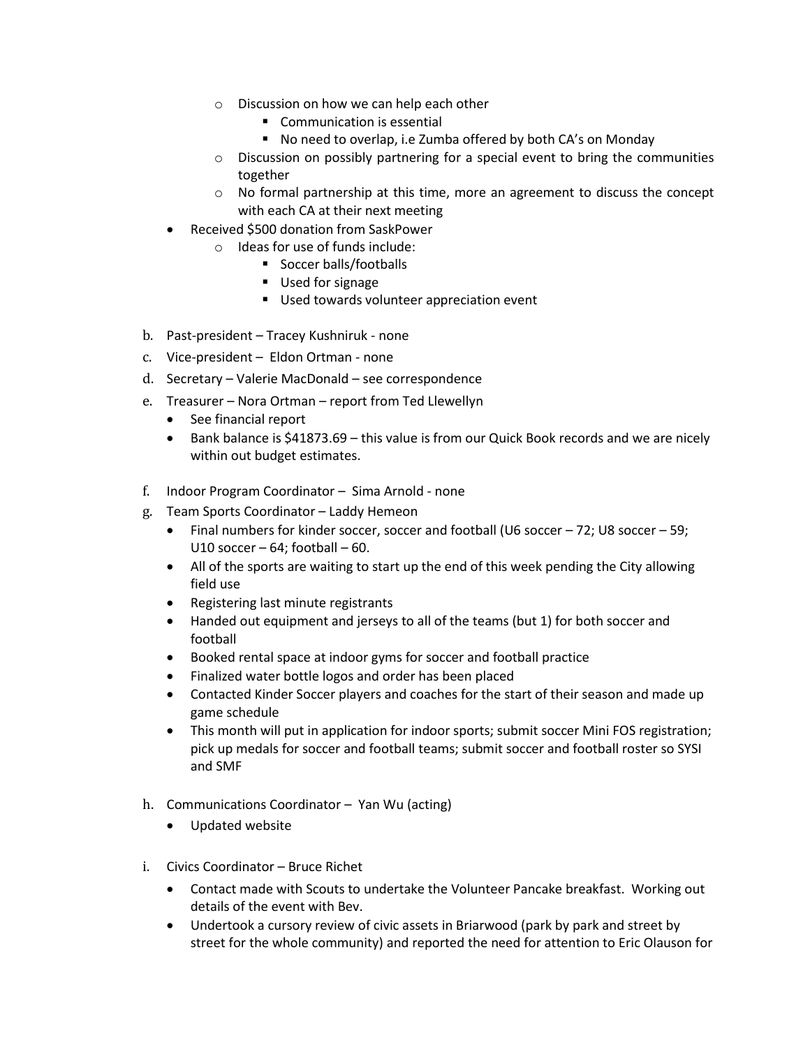- Discussion on how we can help each other
  - Communication is essential
  - No need to overlap, i.e Zumba offered by both CA's on Monday
- Discussion on possibly partnering for a special event to bring the communities together
- No formal partnership at this time, more an agreement to discuss the concept with each CA at their next meeting

- Received $500 donation from SaskPower
  - Ideas for use of funds include:
    - Soccer balls/footballs
    - Used for signage
    - Used towards volunteer appreciation event

b. Past-president – Tracey Kushniruk - none

c. Vice-president – Eldon Ortman - none

d. Secretary – Valerie MacDonald – see correspondence

e. Treasurer – Nora Ortman – report from Ted Llewellyn
   - See financial report
   - Bank balance is $41873.69 – this value is from our Quick Book records and we are nicely within out budget estimates.

f. Indoor Program Coordinator – Sima Arnold - none

g. Team Sports Coordinator – Laddy Hemeon
   - Final numbers for kinder soccer, soccer and football (U6 soccer – 72; U8 soccer – 59; U10 soccer – 64; football – 60.
   - All of the sports are waiting to start up the end of this week pending the City allowing field use
   - Registering last minute registrants
   - Handed out equipment and jerseys to all of the teams (but 1) for both soccer and football
   - Booked rental space at indoor gyms for soccer and football practice
   - Finalized water bottle logos and order has been placed
   - Contacted Kinder Soccer players and coaches for the start of their season and made up game schedule
   - This month will put in application for indoor sports; submit soccer Mini FOS registration; pick up medals for soccer and football teams; submit soccer and football roster so SYSI and SMF

h. Communications Coordinator – Yan Wu (acting)
   - Updated website

i. Civics Coordinator – Bruce Richet
   - Contact made with Scouts to undertake the Volunteer Pancake breakfast. Working out details of the event with Bev.
   - Undertook a cursory review of civic assets in Briarwood (park by park and street by street for the whole community) and reported the need for attention to Eric Olauson for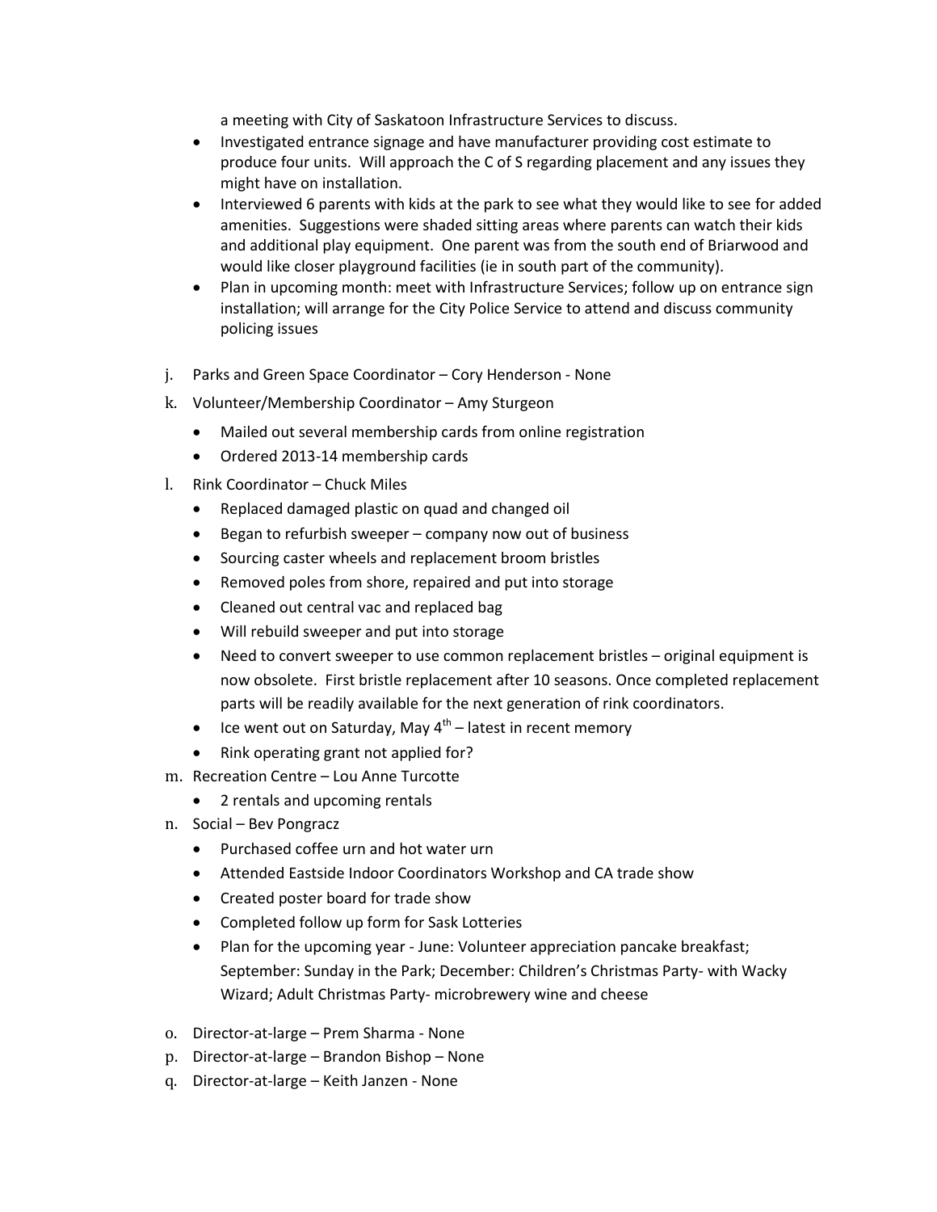a meeting with City of Saskatoon Infrastructure Services to discuss.

- Investigated entrance signage and have manufacturer providing cost estimate to produce four units. Will approach the C of S regarding placement and any issues they might have on installation.
- Interviewed 6 parents with kids at the park to see what they would like to see for added amenities. Suggestions were shaded sitting areas where parents can watch their kids and additional play equipment. One parent was from the south end of Briarwood and would like closer playground facilities (ie in south part of the community).
- Plan in upcoming month: meet with Infrastructure Services; follow up on entrance sign installation; will arrange for the City Police Service to attend and discuss community policing issues

j. Parks and Green Space Coordinator – Cory Henderson - None

k. Volunteer/Membership Coordinator – Amy Sturgeon

- Mailed out several membership cards from online registration
- Ordered 2013-14 membership cards

l. Rink Coordinator – Chuck Miles

- Replaced damaged plastic on quad and changed oil
- Began to refurbish sweeper – company now out of business
- Sourcing caster wheels and replacement broom bristles
- Removed poles from shore, repaired and put into storage
- Cleaned out central vac and replaced bag
- Will rebuild sweeper and put into storage
- Need to convert sweeper to use common replacement bristles – original equipment is now obsolete. First bristle replacement after 10 seasons. Once completed replacement parts will be readily available for the next generation of rink coordinators.
- Ice went out on Saturday, May 4th – latest in recent memory
- Rink operating grant not applied for?

m. Recreation Centre – Lou Anne Turcotte

- 2 rentals and upcoming rentals

n. Social – Bev Pongracz

- Purchased coffee urn and hot water urn
- Attended Eastside Indoor Coordinators Workshop and CA trade show
- Created poster board for trade show
- Completed follow up form for Sask Lotteries
- Plan for the upcoming year - June: Volunteer appreciation pancake breakfast; September: Sunday in the Park; December: Children's Christmas Party- with Wacky Wizard; Adult Christmas Party- microbrewery wine and cheese

o. Director-at-large – Prem Sharma - None

p. Director-at-large – Brandon Bishop – None

q. Director-at-large – Keith Janzen - None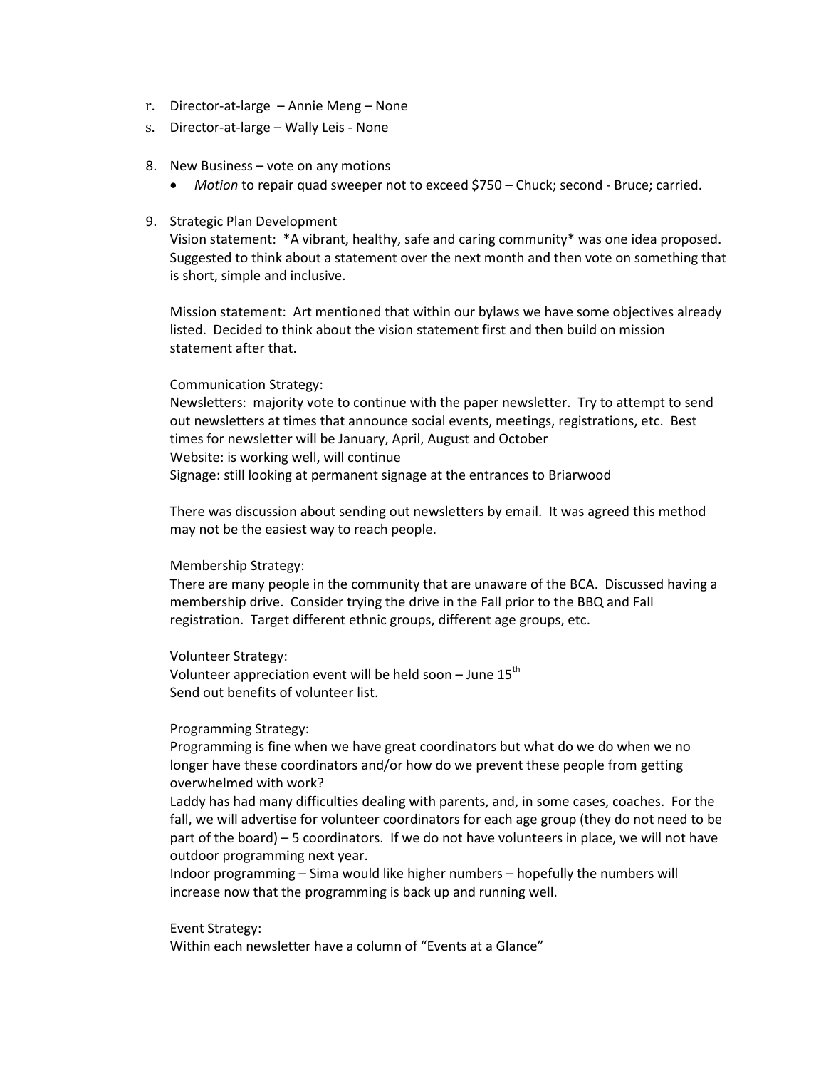r. Director-at-large – Annie Meng – None
s. Director-at-large – Wally Leis - None

8. New Business – vote on any motions
   - *Motion* to repair quad sweeper not to exceed $750 – Chuck; second - Bruce; carried.

9. Strategic Plan Development

   Vision statement: *A vibrant, healthy, safe and caring community* was one idea proposed. Suggested to think about a statement over the next month and then vote on something that is short, simple and inclusive.

   Mission statement: Art mentioned that within our bylaws we have some objectives already listed. Decided to think about the vision statement first and then build on mission statement after that.

   Communication Strategy:
   Newsletters: majority vote to continue with the paper newsletter. Try to attempt to send out newsletters at times that announce social events, meetings, registrations, etc. Best times for newsletter will be January, April, August and October
   Website: is working well, will continue
   Signage: still looking at permanent signage at the entrances to Briarwood

   There was discussion about sending out newsletters by email. It was agreed this method may not be the easiest way to reach people.

   Membership Strategy:
   There are many people in the community that are unaware of the BCA. Discussed having a membership drive. Consider trying the drive in the Fall prior to the BBQ and Fall registration. Target different ethnic groups, different age groups, etc.

   Volunteer Strategy:
   Volunteer appreciation event will be held soon – June 15th
   Send out benefits of volunteer list.

   Programming Strategy:
   Programming is fine when we have great coordinators but what do we do when we no longer have these coordinators and/or how do we prevent these people from getting overwhelmed with work?
   Laddy has had many difficulties dealing with parents, and, in some cases, coaches. For the fall, we will advertise for volunteer coordinators for each age group (they do not need to be part of the board) – 5 coordinators. If we do not have volunteers in place, we will not have outdoor programming next year.
   Indoor programming – Sima would like higher numbers – hopefully the numbers will increase now that the programming is back up and running well.

   Event Strategy:
   Within each newsletter have a column of "Events at a Glance"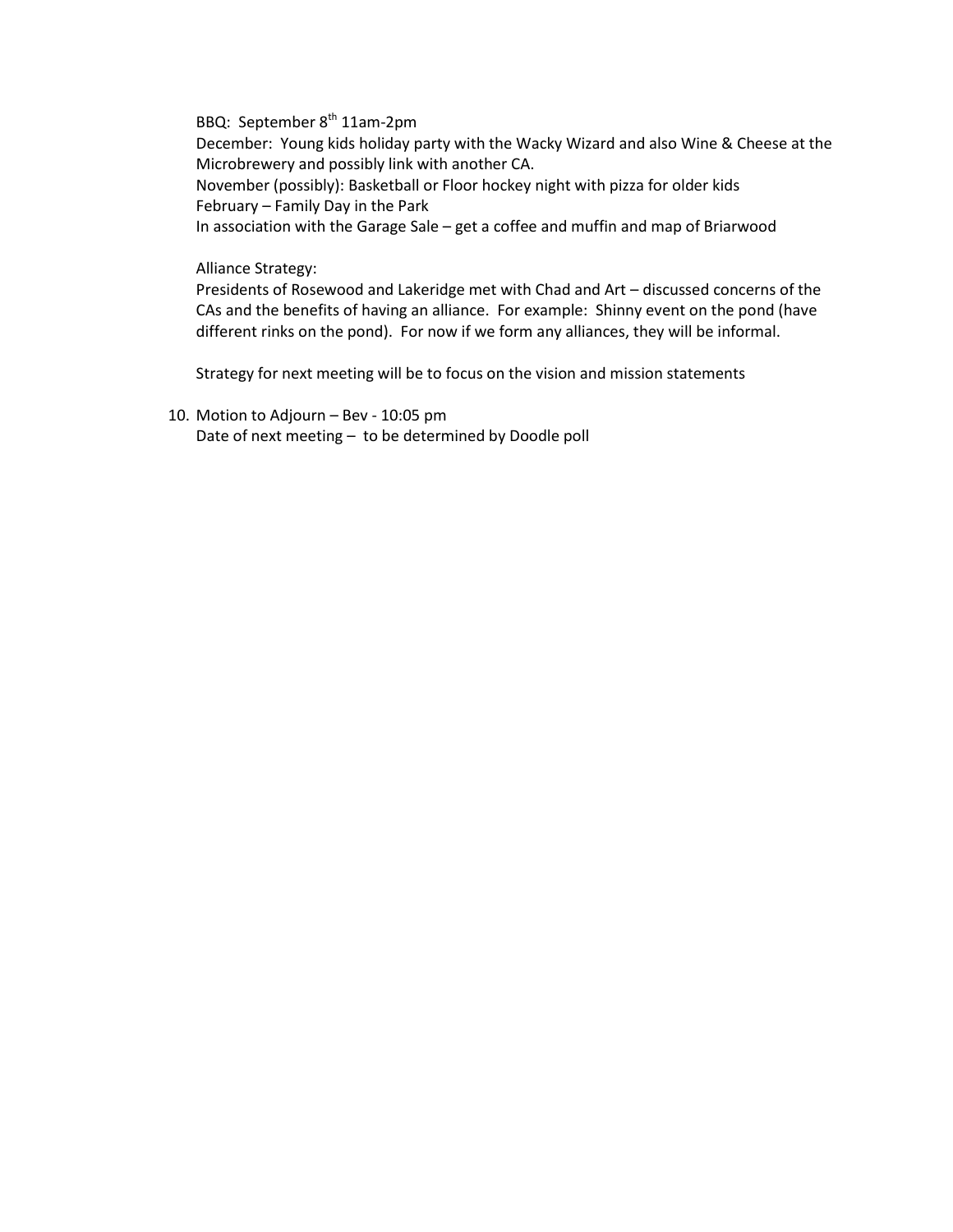BBQ: September 8th 11am-2pm

December: Young kids holiday party with the Wacky Wizard and also Wine & Cheese at the Microbrewery and possibly link with another CA.

November (possibly): Basketball or Floor hockey night with pizza for older kids

February – Family Day in the Park

In association with the Garage Sale – get a coffee and muffin and map of Briarwood

Alliance Strategy:

Presidents of Rosewood and Lakeridge met with Chad and Art – discussed concerns of the CAs and the benefits of having an alliance. For example: Shinny event on the pond (have different rinks on the pond). For now if we form any alliances, they will be informal.

Strategy for next meeting will be to focus on the vision and mission statements

10. Motion to Adjourn – Bev - 10:05 pm
    Date of next meeting – to be determined by Doodle poll